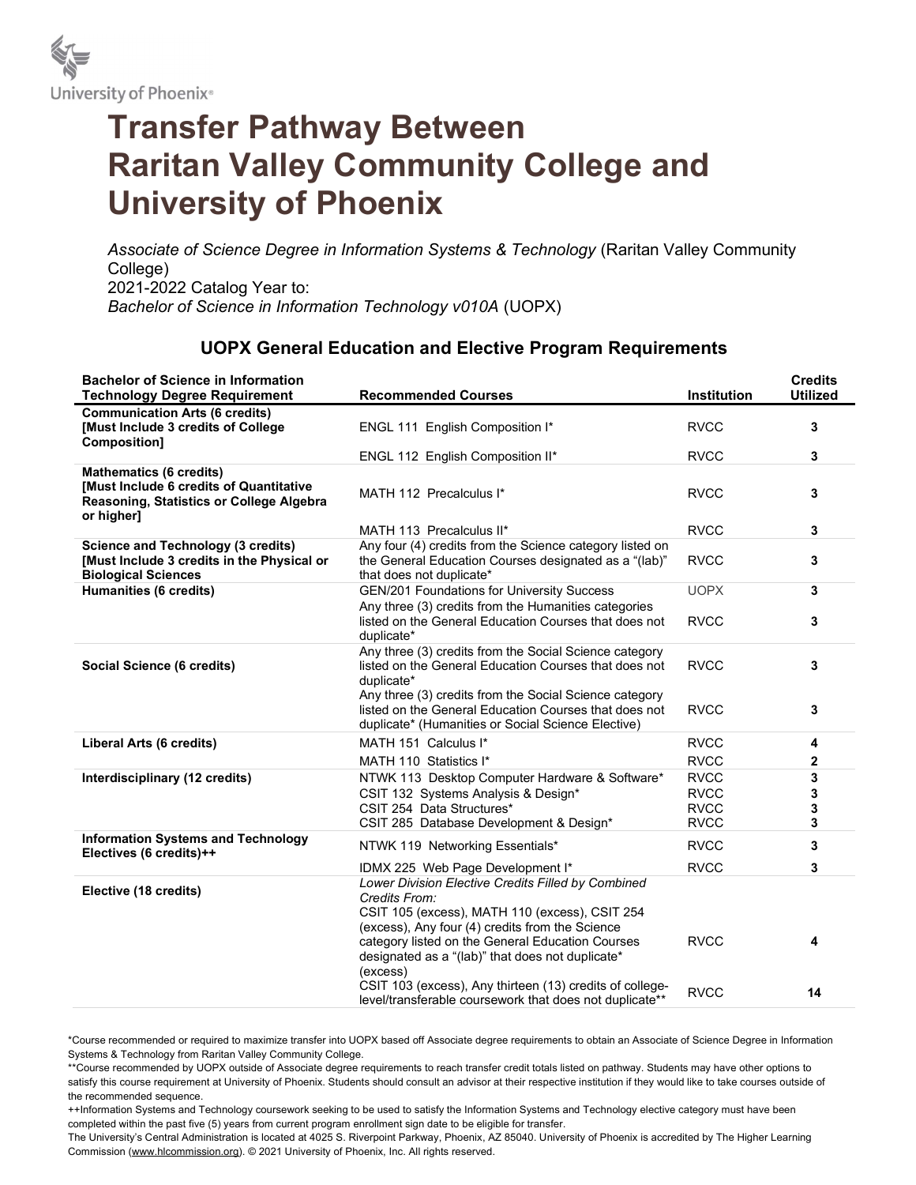University of Phoenix®

# Transfer Pathway Between Raritan Valley Community College and University of Phoenix

*Associate of Science Degree in Information Systems & Technology* (Raritan Valley Community College)
2021-2022 Catalog Year to:
*Bachelor of Science in Information Technology v010A* (UOPX)

## UOPX General Education and Elective Program Requirements

| Bachelor of Science in Information Technology Degree Requirement | Recommended Courses | Institution | Credits Utilized |
|---|---|---|---|
| **Communication Arts (6 credits) [Must Include 3 credits of College Composition]** | ENGL 111 English Composition I* | RVCC | **3** |
| | ENGL 112 English Composition II* | RVCC | **3** |
| **Mathematics (6 credits) [Must Include 6 credits of Quantitative Reasoning, Statistics or College Algebra or higher]** | MATH 112 Precalculus I* | RVCC | **3** |
| | MATH 113 Precalculus II* | RVCC | **3** |
| **Science and Technology (3 credits) [Must Include 3 credits in the Physical or Biological Sciences** | Any four (4) credits from the Science category listed on the General Education Courses designated as a "(lab)" that does not duplicate* | RVCC | **3** |
| **Humanities (6 credits)** | GEN/201 Foundations for University Success | UOPX | **3** |
| | Any three (3) credits from the Humanities categories listed on the General Education Courses that does not duplicate* | RVCC | **3** |
| **Social Science (6 credits)** | Any three (3) credits from the Social Science category listed on the General Education Courses that does not duplicate* | RVCC | **3** |
| | Any three (3) credits from the Social Science category listed on the General Education Courses that does not duplicate* (Humanities or Social Science Elective) | RVCC | **3** |
| **Liberal Arts (6 credits)** | MATH 151 Calculus I* | RVCC | **4** |
| | MATH 110 Statistics I* | RVCC | **2** |
| **Interdisciplinary (12 credits)** | NTWK 113 Desktop Computer Hardware & Software* | RVCC | **3** |
| | CSIT 132 Systems Analysis & Design* | RVCC | **3** |
| | CSIT 254 Data Structures* | RVCC | **3** |
| | CSIT 285 Database Development & Design* | RVCC | **3** |
| **Information Systems and Technology Electives (6 credits)++** | NTWK 119 Networking Essentials* | RVCC | **3** |
| | IDMX 225 Web Page Development I* | RVCC | **3** |
| **Elective (18 credits)** | *Lower Division Elective Credits Filled by Combined Credits From:* CSIT 105 (excess), MATH 110 (excess), CSIT 254 (excess), Any four (4) credits from the Science category listed on the General Education Courses designated as a "(lab)" that does not duplicate* (excess) | RVCC | **4** |
| | CSIT 103 (excess), Any thirteen (13) credits of college-level/transferable coursework that does not duplicate** | RVCC | **14** |

*Course recommended or required to maximize transfer into UOPX based off Associate degree requirements to obtain an Associate of Science Degree in Information Systems & Technology from Raritan Valley Community College.

**Course recommended by UOPX outside of Associate degree requirements to reach transfer credit totals listed on pathway. Students may have other options to satisfy this course requirement at University of Phoenix. Students should consult an advisor at their respective institution if they would like to take courses outside of the recommended sequence.

++Information Systems and Technology coursework seeking to be used to satisfy the Information Systems and Technology elective category must have been completed within the past five (5) years from current program enrollment sign date to be eligible for transfer.

The University's Central Administration is located at 4025 S. Riverpoint Parkway, Phoenix, AZ 85040. University of Phoenix is accredited by The Higher Learning Commission (www.hlcommission.org). © 2021 University of Phoenix, Inc. All rights reserved.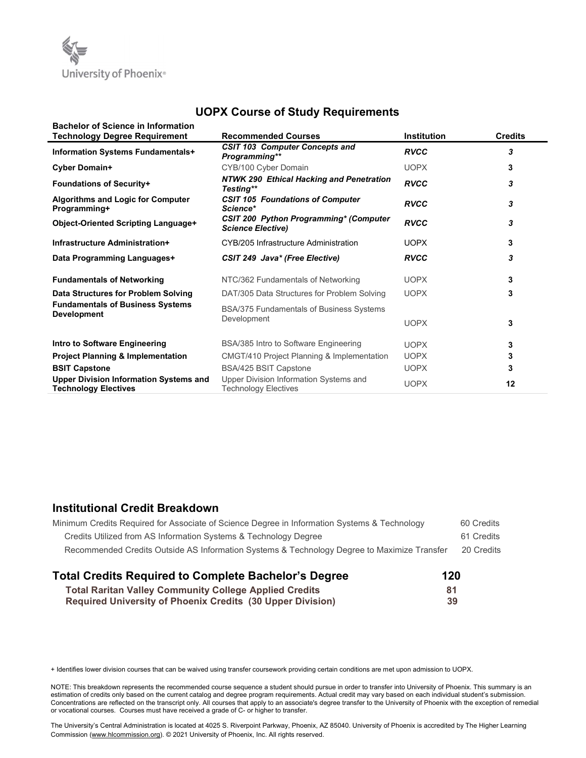University of Phoenix®

## UOPX Course of Study Requirements

| Bachelor of Science in Information Technology Degree Requirement | Recommended Courses | Institution | Credits |
|---|---|---|---|
| **Information Systems Fundamentals+** | ***CSIT 103 Computer Concepts and Programming\*\**** | ***RVCC*** | ***3*** |
| **Cyber Domain+** | CYB/100 Cyber Domain | UOPX | **3** |
| **Foundations of Security+** | ***NTWK 290 Ethical Hacking and Penetration Testing\*\**** | ***RVCC*** | ***3*** |
| **Algorithms and Logic for Computer Programming+** | ***CSIT 105 Foundations of Computer Science\**** | ***RVCC*** | ***3*** |
| **Object-Oriented Scripting Language+** | ***CSIT 200 Python Programming\* (Computer Science Elective)*** | ***RVCC*** | ***3*** |
| **Infrastructure Administration+** | CYB/205 Infrastructure Administration | UOPX | **3** |
| **Data Programming Languages+** | ***CSIT 249 Java\* (Free Elective)*** | ***RVCC*** | ***3*** |
| **Fundamentals of Networking** | NTC/362 Fundamentals of Networking | UOPX | **3** |
| **Data Structures for Problem Solving** | DAT/305 Data Structures for Problem Solving | UOPX | **3** |
| **Fundamentals of Business Systems Development** | BSA/375 Fundamentals of Business Systems Development | UOPX | **3** |
| **Intro to Software Engineering** | BSA/385 Intro to Software Engineering | UOPX | **3** |
| **Project Planning & Implementation** | CMGT/410 Project Planning & Implementation | UOPX | **3** |
| **BSIT Capstone** | BSA/425 BSIT Capstone | UOPX | **3** |
| **Upper Division Information Systems and Technology Electives** | Upper Division Information Systems and Technology Electives | UOPX | **12** |

## Institutional Credit Breakdown

| | |
|---|---|
| Minimum Credits Required for Associate of Science Degree in Information Systems & Technology | 60 Credits |
| Credits Utilized from AS Information Systems & Technology Degree | 61 Credits |
| Recommended Credits Outside AS Information Systems & Technology Degree to Maximize Transfer | 20 Credits |

| | |
|---|---|
| **Total Credits Required to Complete Bachelor's Degree** | **120** |
| **Total Raritan Valley Community College Applied Credits** | **81** |
| **Required University of Phoenix Credits (30 Upper Division)** | **39** |

+ Identifies lower division courses that can be waived using transfer coursework providing certain conditions are met upon admission to UOPX.

NOTE: This breakdown represents the recommended course sequence a student should pursue in order to transfer into University of Phoenix. This summary is an estimation of credits only based on the current catalog and degree program requirements. Actual credit may vary based on each individual student's submission. Concentrations are reflected on the transcript only. All courses that apply to an associate's degree transfer to the University of Phoenix with the exception of remedial or vocational courses. Courses must have received a grade of C- or higher to transfer.

The University's Central Administration is located at 4025 S. Riverpoint Parkway, Phoenix, AZ 85040. University of Phoenix is accredited by The Higher Learning Commission (www.hlcommission.org). © 2021 University of Phoenix, Inc. All rights reserved.